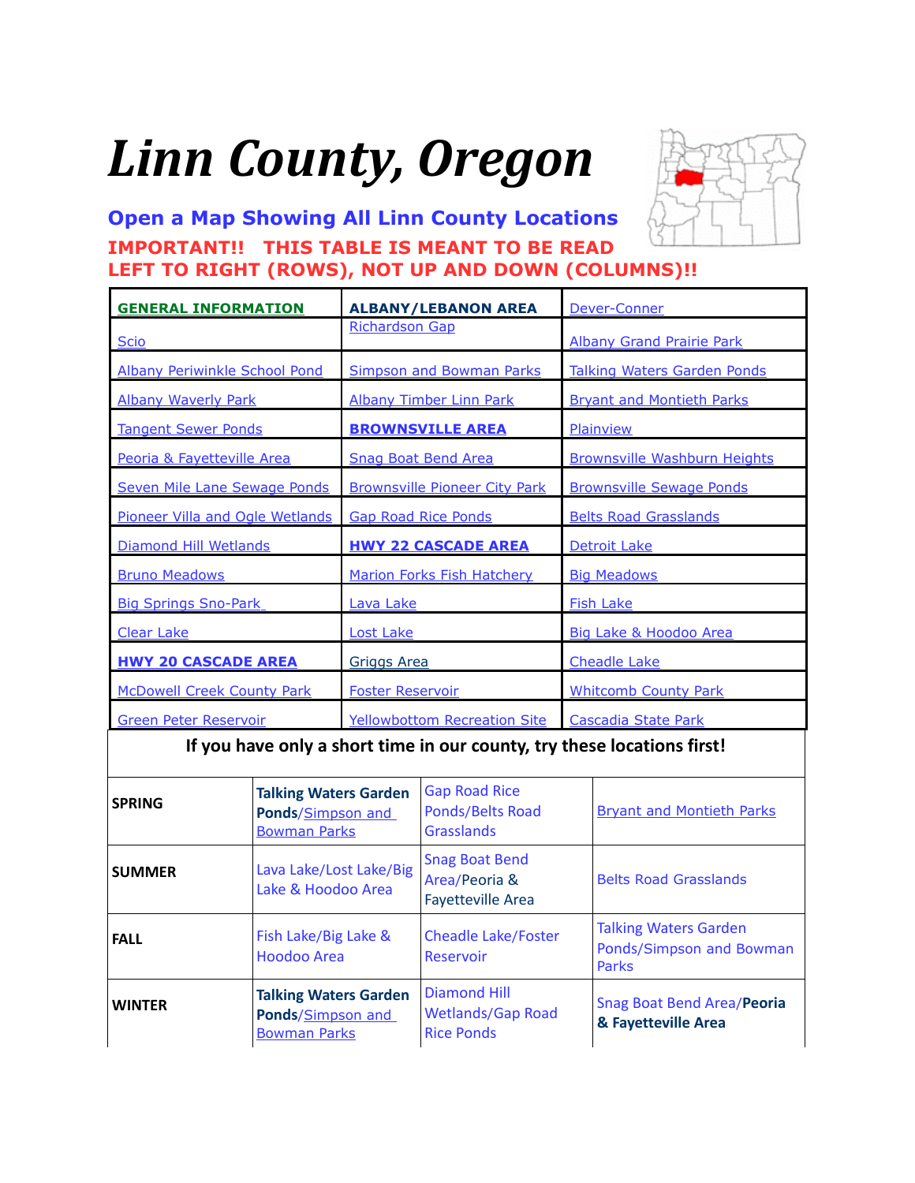# *Linn County, Oregon*

**Open a Map Showing All Linn County Locations**

**IMPORTANT!! THIS TABLE IS MEANT TO BE READ LEFT TO RIGHT (ROWS), NOT UP AND DOWN (COLUMNS)!!**

| | | |
|---|---|---|
| **GENERAL INFORMATION** | **ALBANY/LEBANON AREA** | Dever-Conner |
| Scio | Richardson Gap | Albany Grand Prairie Park |
| Albany Periwinkle School Pond | Simpson and Bowman Parks | Talking Waters Garden Ponds |
| Albany Waverly Park | Albany Timber Linn Park | Bryant and Montieth Parks |
| Tangent Sewer Ponds | **BROWNSVILLE AREA** | Plainview |
| Peoria & Fayetteville Area | Snag Boat Bend Area | Brownsville Washburn Heights |
| Seven Mile Lane Sewage Ponds | Brownsville Pioneer City Park | Brownsville Sewage Ponds |
| Pioneer Villa and Ogle Wetlands | Gap Road Rice Ponds | Belts Road Grasslands |
| Diamond Hill Wetlands | **HWY 22 CASCADE AREA** | Detroit Lake |
| Bruno Meadows | Marion Forks Fish Hatchery | Big Meadows |
| Big Springs Sno-Park | Lava Lake | Fish Lake |
| Clear Lake | Lost Lake | Big Lake & Hoodoo Area |
| **HWY 20 CASCADE AREA** | Griggs Area | Cheadle Lake |
| McDowell Creek County Park | Foster Reservoir | Whitcomb County Park |
| Green Peter Reservoir | Yellowbottom Recreation Site | Cascadia State Park |

**If you have only a short time in our county, try these locations first!**

| | | | |
|---|---|---|---|
| **SPRING** | **Talking Waters Garden Ponds**/Simpson and Bowman Parks | Gap Road Rice Ponds/Belts Road Grasslands | Bryant and Montieth Parks |
| **SUMMER** | Lava Lake/Lost Lake/Big Lake & Hoodoo Area | Snag Boat Bend Area/Peoria & Fayetteville Area | Belts Road Grasslands |
| **FALL** | Fish Lake/Big Lake & Hoodoo Area | Cheadle Lake/Foster Reservoir | Talking Waters Garden Ponds/Simpson and Bowman Parks |
| **WINTER** | **Talking Waters Garden Ponds**/Simpson and Bowman Parks | Diamond Hill Wetlands/Gap Road Rice Ponds | Snag Boat Bend Area/**Peoria & Fayetteville Area** |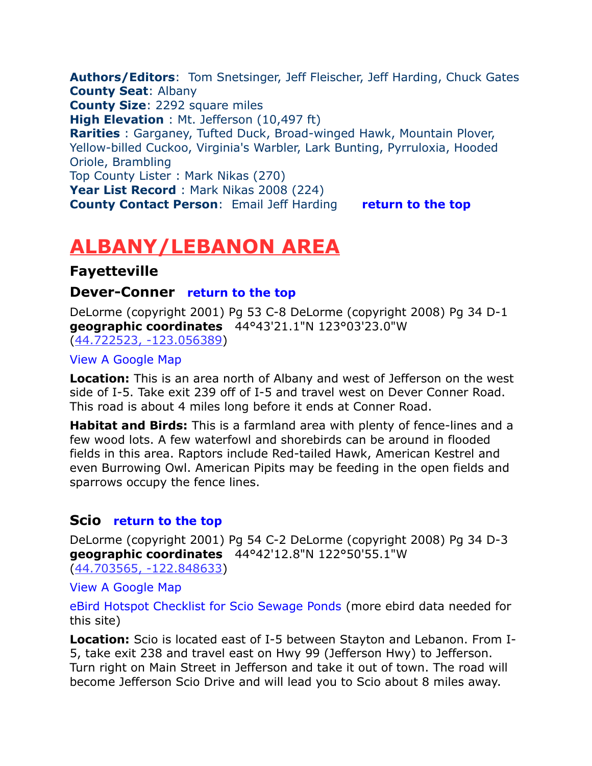**Authors/Editors**: Tom Snetsinger, Jeff Fleischer, Jeff Harding, Chuck Gates
**County Seat**: Albany
**County Size**: 2292 square miles
**High Elevation** : Mt. Jefferson (10,497 ft)
**Rarities** : Garganey, Tufted Duck, Broad-winged Hawk, Mountain Plover, Yellow-billed Cuckoo, Virginia's Warbler, Lark Bunting, Pyrruloxia, Hooded Oriole, Brambling
Top County Lister : Mark Nikas (270)
**Year List Record** : Mark Nikas 2008 (224)
**County Contact Person**: Email Jeff Harding **return to the top**

# ALBANY/LEBANON AREA

### Fayetteville

### Dever-Conner return to the top

DeLorme (copyright 2001) Pg 53 C-8 DeLorme (copyright 2008) Pg 34 D-1
**geographic coordinates** 44°43'21.1"N 123°03'23.0"W
(44.722523, -123.056389)

View A Google Map

**Location:** This is an area north of Albany and west of Jefferson on the west side of I-5. Take exit 239 off of I-5 and travel west on Dever Conner Road. This road is about 4 miles long before it ends at Conner Road.

**Habitat and Birds:** This is a farmland area with plenty of fence-lines and a few wood lots. A few waterfowl and shorebirds can be around in flooded fields in this area. Raptors include Red-tailed Hawk, American Kestrel and even Burrowing Owl. American Pipits may be feeding in the open fields and sparrows occupy the fence lines.

### Scio return to the top

DeLorme (copyright 2001) Pg 54 C-2 DeLorme (copyright 2008) Pg 34 D-3
**geographic coordinates** 44°42'12.8"N 122°50'55.1"W
(44.703565, -122.848633)

View A Google Map

eBird Hotspot Checklist for Scio Sewage Ponds (more ebird data needed for this site)

**Location:** Scio is located east of I-5 between Stayton and Lebanon. From I-5, take exit 238 and travel east on Hwy 99 (Jefferson Hwy) to Jefferson. Turn right on Main Street in Jefferson and take it out of town. The road will become Jefferson Scio Drive and will lead you to Scio about 8 miles away.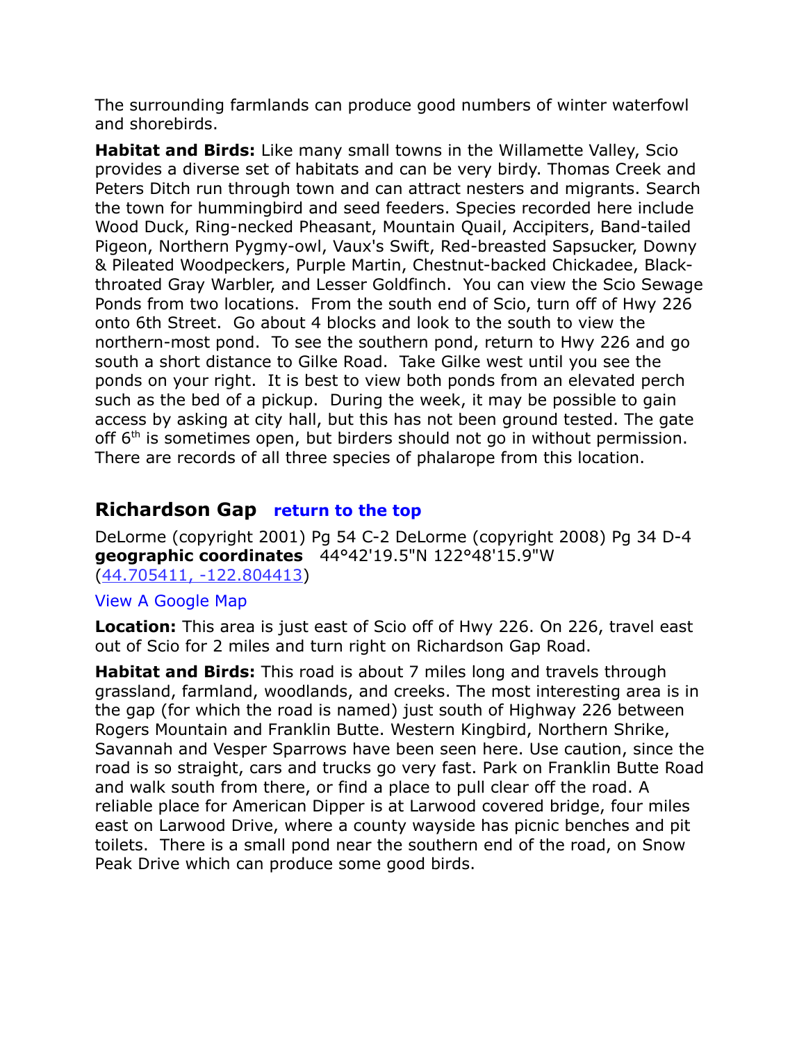The surrounding farmlands can produce good numbers of winter waterfowl and shorebirds.

**Habitat and Birds:** Like many small towns in the Willamette Valley, Scio provides a diverse set of habitats and can be very birdy. Thomas Creek and Peters Ditch run through town and can attract nesters and migrants. Search the town for hummingbird and seed feeders. Species recorded here include Wood Duck, Ring-necked Pheasant, Mountain Quail, Accipiters, Band-tailed Pigeon, Northern Pygmy-owl, Vaux's Swift, Red-breasted Sapsucker, Downy & Pileated Woodpeckers, Purple Martin, Chestnut-backed Chickadee, Black-throated Gray Warbler, and Lesser Goldfinch. You can view the Scio Sewage Ponds from two locations. From the south end of Scio, turn off of Hwy 226 onto 6th Street. Go about 4 blocks and look to the south to view the northern-most pond. To see the southern pond, return to Hwy 226 and go south a short distance to Gilke Road. Take Gilke west until you see the ponds on your right. It is best to view both ponds from an elevated perch such as the bed of a pickup. During the week, it may be possible to gain access by asking at city hall, but this has not been ground tested. The gate off 6th is sometimes open, but birders should not go in without permission. There are records of all three species of phalarope from this location.

## Richardson Gap return to the top

DeLorme (copyright 2001) Pg 54 C-2 DeLorme (copyright 2008) Pg 34 D-4
**geographic coordinates** 44°42'19.5"N 122°48'15.9"W
(44.705411, -122.804413)

View A Google Map

**Location:** This area is just east of Scio off of Hwy 226. On 226, travel east out of Scio for 2 miles and turn right on Richardson Gap Road.

**Habitat and Birds:** This road is about 7 miles long and travels through grassland, farmland, woodlands, and creeks. The most interesting area is in the gap (for which the road is named) just south of Highway 226 between Rogers Mountain and Franklin Butte. Western Kingbird, Northern Shrike, Savannah and Vesper Sparrows have been seen here. Use caution, since the road is so straight, cars and trucks go very fast. Park on Franklin Butte Road and walk south from there, or find a place to pull clear off the road. A reliable place for American Dipper is at Larwood covered bridge, four miles east on Larwood Drive, where a county wayside has picnic benches and pit toilets. There is a small pond near the southern end of the road, on Snow Peak Drive which can produce some good birds.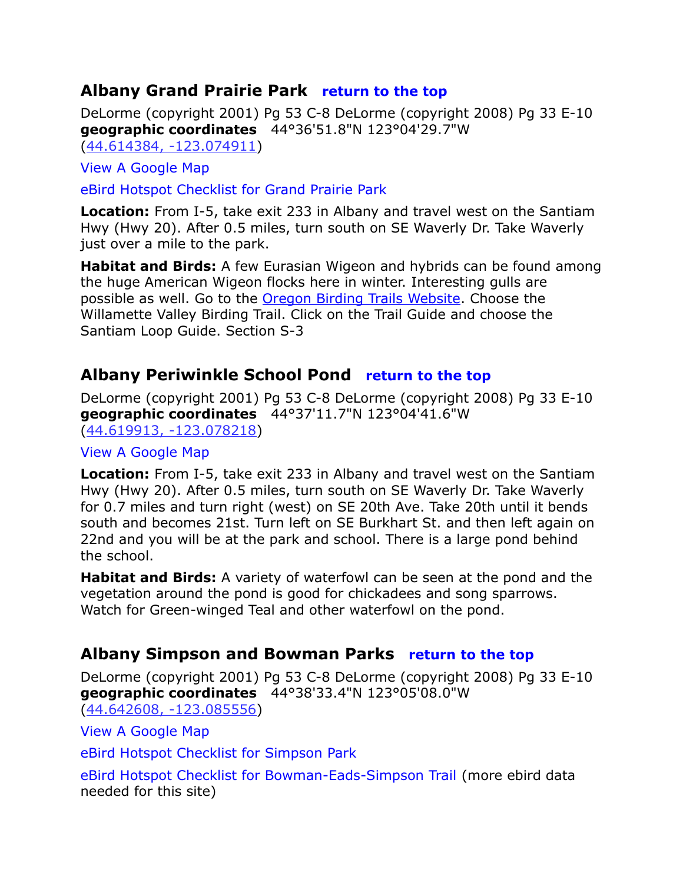## Albany Grand Prairie Park   return to the top

DeLorme (copyright 2001) Pg 53 C-8 DeLorme (copyright 2008) Pg 33 E-10
**geographic coordinates**   44°36'51.8"N 123°04'29.7"W
(44.614384, -123.074911)

View A Google Map

eBird Hotspot Checklist for Grand Prairie Park

**Location:** From I-5, take exit 233 in Albany and travel west on the Santiam Hwy (Hwy 20). After 0.5 miles, turn south on SE Waverly Dr. Take Waverly just over a mile to the park.

**Habitat and Birds:** A few Eurasian Wigeon and hybrids can be found among the huge American Wigeon flocks here in winter. Interesting gulls are possible as well. Go to the Oregon Birding Trails Website. Choose the Willamette Valley Birding Trail. Click on the Trail Guide and choose the Santiam Loop Guide. Section S-3

## Albany Periwinkle School Pond   return to the top

DeLorme (copyright 2001) Pg 53 C-8 DeLorme (copyright 2008) Pg 33 E-10
**geographic coordinates**   44°37'11.7"N 123°04'41.6"W
(44.619913, -123.078218)

View A Google Map

**Location:** From I-5, take exit 233 in Albany and travel west on the Santiam Hwy (Hwy 20). After 0.5 miles, turn south on SE Waverly Dr. Take Waverly for 0.7 miles and turn right (west) on SE 20th Ave. Take 20th until it bends south and becomes 21st. Turn left on SE Burkhart St. and then left again on 22nd and you will be at the park and school. There is a large pond behind the school.

**Habitat and Birds:** A variety of waterfowl can be seen at the pond and the vegetation around the pond is good for chickadees and song sparrows. Watch for Green-winged Teal and other waterfowl on the pond.

## Albany Simpson and Bowman Parks   return to the top

DeLorme (copyright 2001) Pg 53 C-8 DeLorme (copyright 2008) Pg 33 E-10
**geographic coordinates**   44°38'33.4"N 123°05'08.0"W
(44.642608, -123.085556)

View A Google Map

eBird Hotspot Checklist for Simpson Park

eBird Hotspot Checklist for Bowman-Eads-Simpson Trail (more ebird data needed for this site)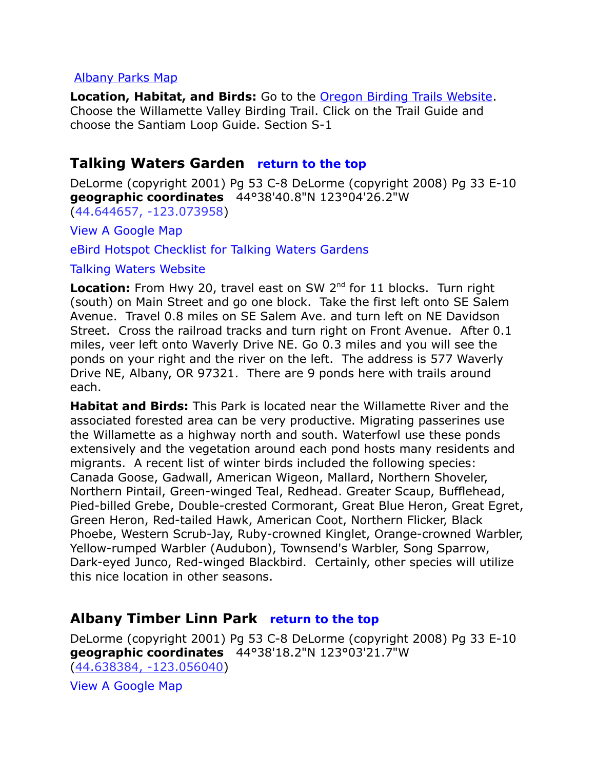Albany Parks Map

**Location, Habitat, and Birds:** Go to the Oregon Birding Trails Website. Choose the Willamette Valley Birding Trail. Click on the Trail Guide and choose the Santiam Loop Guide. Section S-1

## Talking Waters Garden **return to the top**

DeLorme (copyright 2001) Pg 53 C-8 DeLorme (copyright 2008) Pg 33 E-10
**geographic coordinates** 44°38'40.8"N 123°04'26.2"W
(44.644657, -123.073958)

View A Google Map

eBird Hotspot Checklist for Talking Waters Gardens

Talking Waters Website

**Location:** From Hwy 20, travel east on SW 2nd for 11 blocks. Turn right (south) on Main Street and go one block. Take the first left onto SE Salem Avenue. Travel 0.8 miles on SE Salem Ave. and turn left on NE Davidson Street. Cross the railroad tracks and turn right on Front Avenue. After 0.1 miles, veer left onto Waverly Drive NE. Go 0.3 miles and you will see the ponds on your right and the river on the left. The address is 577 Waverly Drive NE, Albany, OR 97321. There are 9 ponds here with trails around each.

**Habitat and Birds:** This Park is located near the Willamette River and the associated forested area can be very productive. Migrating passerines use the Willamette as a highway north and south. Waterfowl use these ponds extensively and the vegetation around each pond hosts many residents and migrants. A recent list of winter birds included the following species: Canada Goose, Gadwall, American Wigeon, Mallard, Northern Shoveler, Northern Pintail, Green-winged Teal, Redhead. Greater Scaup, Bufflehead, Pied-billed Grebe, Double-crested Cormorant, Great Blue Heron, Great Egret, Green Heron, Red-tailed Hawk, American Coot, Northern Flicker, Black Phoebe, Western Scrub-Jay, Ruby-crowned Kinglet, Orange-crowned Warbler, Yellow-rumped Warbler (Audubon), Townsend's Warbler, Song Sparrow, Dark-eyed Junco, Red-winged Blackbird. Certainly, other species will utilize this nice location in other seasons.

## Albany Timber Linn Park **return to the top**

DeLorme (copyright 2001) Pg 53 C-8 DeLorme (copyright 2008) Pg 33 E-10
**geographic coordinates** 44°38'18.2"N 123°03'21.7"W
(44.638384, -123.056040)

View A Google Map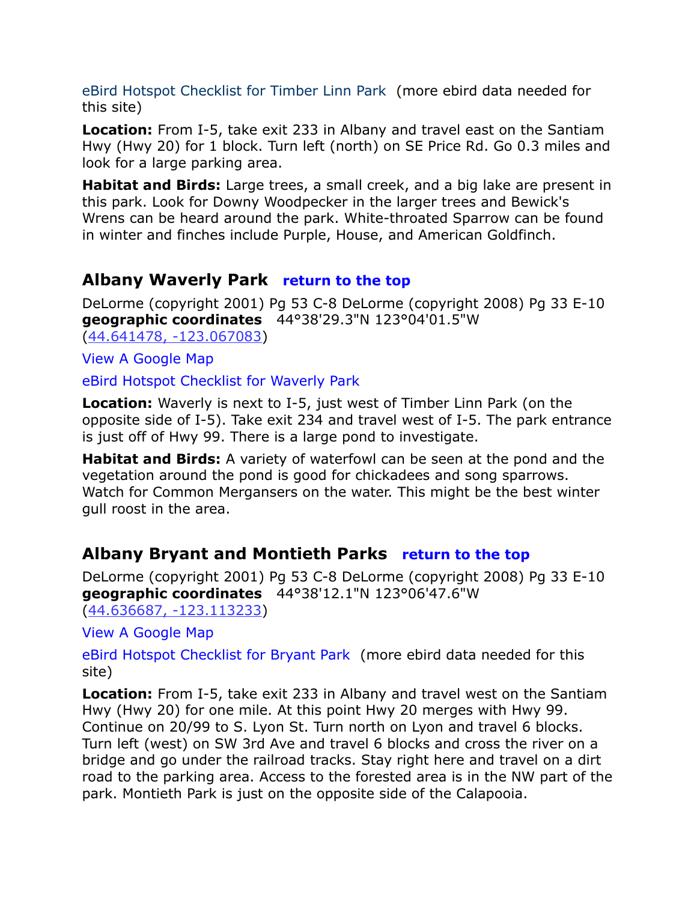eBird Hotspot Checklist for Timber Linn Park (more ebird data needed for this site)

**Location:** From I-5, take exit 233 in Albany and travel east on the Santiam Hwy (Hwy 20) for 1 block. Turn left (north) on SE Price Rd. Go 0.3 miles and look for a large parking area.

**Habitat and Birds:** Large trees, a small creek, and a big lake are present in this park. Look for Downy Woodpecker in the larger trees and Bewick's Wrens can be heard around the park. White-throated Sparrow can be found in winter and finches include Purple, House, and American Goldfinch.

## Albany Waverly Park return to the top

DeLorme (copyright 2001) Pg 53 C-8 DeLorme (copyright 2008) Pg 33 E-10
**geographic coordinates** 44°38'29.3"N 123°04'01.5"W
(44.641478, -123.067083)

View A Google Map

eBird Hotspot Checklist for Waverly Park

**Location:** Waverly is next to I-5, just west of Timber Linn Park (on the opposite side of I-5). Take exit 234 and travel west of I-5. The park entrance is just off of Hwy 99. There is a large pond to investigate.

**Habitat and Birds:** A variety of waterfowl can be seen at the pond and the vegetation around the pond is good for chickadees and song sparrows. Watch for Common Mergansers on the water. This might be the best winter gull roost in the area.

## Albany Bryant and Montieth Parks return to the top

DeLorme (copyright 2001) Pg 53 C-8 DeLorme (copyright 2008) Pg 33 E-10
**geographic coordinates** 44°38'12.1"N 123°06'47.6"W
(44.636687, -123.113233)

View A Google Map

eBird Hotspot Checklist for Bryant Park (more ebird data needed for this site)

**Location:** From I-5, take exit 233 in Albany and travel west on the Santiam Hwy (Hwy 20) for one mile. At this point Hwy 20 merges with Hwy 99. Continue on 20/99 to S. Lyon St. Turn north on Lyon and travel 6 blocks. Turn left (west) on SW 3rd Ave and travel 6 blocks and cross the river on a bridge and go under the railroad tracks. Stay right here and travel on a dirt road to the parking area. Access to the forested area is in the NW part of the park. Montieth Park is just on the opposite side of the Calapooia.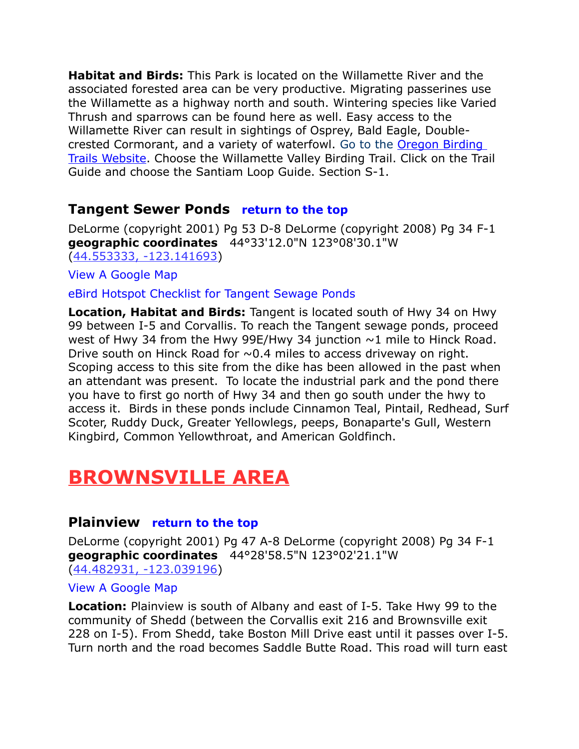**Habitat and Birds:** This Park is located on the Willamette River and the associated forested area can be very productive. Migrating passerines use the Willamette as a highway north and south. Wintering species like Varied Thrush and sparrows can be found here as well. Easy access to the Willamette River can result in sightings of Osprey, Bald Eagle, Double-crested Cormorant, and a variety of waterfowl. Go to the Oregon Birding Trails Website. Choose the Willamette Valley Birding Trail. Click on the Trail Guide and choose the Santiam Loop Guide. Section S-1.

### Tangent Sewer Ponds return to the top

DeLorme (copyright 2001) Pg 53 D-8 DeLorme (copyright 2008) Pg 34 F-1
**geographic coordinates** 44°33'12.0"N 123°08'30.1"W
(44.553333, -123.141693)

View A Google Map

eBird Hotspot Checklist for Tangent Sewage Ponds

**Location, Habitat and Birds:** Tangent is located south of Hwy 34 on Hwy 99 between I-5 and Corvallis. To reach the Tangent sewage ponds, proceed west of Hwy 34 from the Hwy 99E/Hwy 34 junction ~1 mile to Hinck Road. Drive south on Hinck Road for ~0.4 miles to access driveway on right. Scoping access to this site from the dike has been allowed in the past when an attendant was present. To locate the industrial park and the pond there you have to first go north of Hwy 34 and then go south under the hwy to access it. Birds in these ponds include Cinnamon Teal, Pintail, Redhead, Surf Scoter, Ruddy Duck, Greater Yellowlegs, peeps, Bonaparte's Gull, Western Kingbird, Common Yellowthroat, and American Goldfinch.

## BROWNSVILLE AREA

### Plainview return to the top

DeLorme (copyright 2001) Pg 47 A-8 DeLorme (copyright 2008) Pg 34 F-1
**geographic coordinates** 44°28'58.5"N 123°02'21.1"W
(44.482931, -123.039196)

View A Google Map

**Location:** Plainview is south of Albany and east of I-5. Take Hwy 99 to the community of Shedd (between the Corvallis exit 216 and Brownsville exit 228 on I-5). From Shedd, take Boston Mill Drive east until it passes over I-5. Turn north and the road becomes Saddle Butte Road. This road will turn east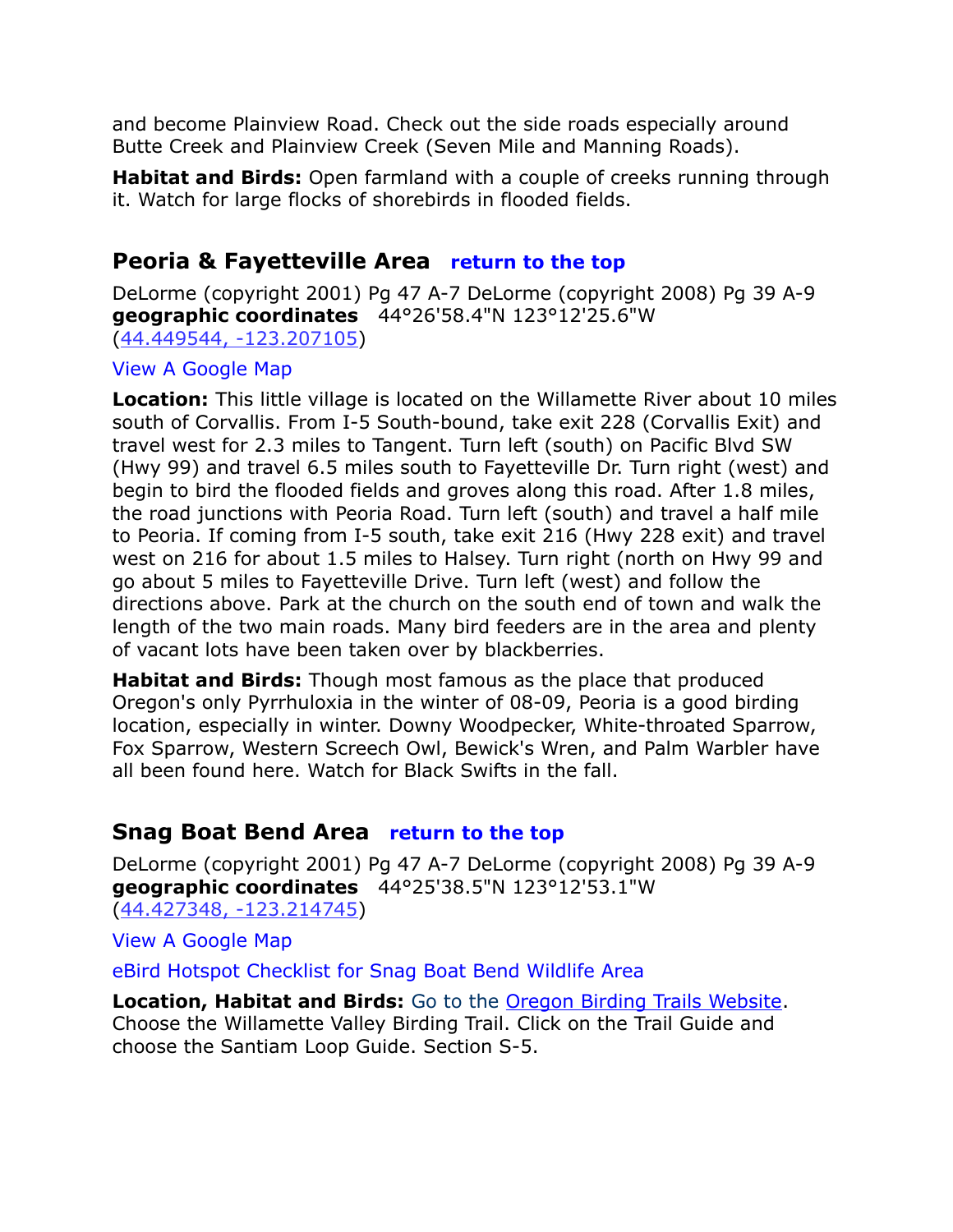and become Plainview Road. Check out the side roads especially around Butte Creek and Plainview Creek (Seven Mile and Manning Roads).

**Habitat and Birds:** Open farmland with a couple of creeks running through it. Watch for large flocks of shorebirds in flooded fields.

## Peoria & Fayetteville Area   return to the top

DeLorme (copyright 2001) Pg 47 A-7 DeLorme (copyright 2008) Pg 39 A-9
**geographic coordinates**   44°26'58.4"N 123°12'25.6"W
(44.449544, -123.207105)

View A Google Map

**Location:** This little village is located on the Willamette River about 10 miles south of Corvallis. From I-5 South-bound, take exit 228 (Corvallis Exit) and travel west for 2.3 miles to Tangent. Turn left (south) on Pacific Blvd SW (Hwy 99) and travel 6.5 miles south to Fayetteville Dr. Turn right (west) and begin to bird the flooded fields and groves along this road. After 1.8 miles, the road junctions with Peoria Road. Turn left (south) and travel a half mile to Peoria. If coming from I-5 south, take exit 216 (Hwy 228 exit) and travel west on 216 for about 1.5 miles to Halsey. Turn right (north on Hwy 99 and go about 5 miles to Fayetteville Drive. Turn left (west) and follow the directions above. Park at the church on the south end of town and walk the length of the two main roads. Many bird feeders are in the area and plenty of vacant lots have been taken over by blackberries.

**Habitat and Birds:** Though most famous as the place that produced Oregon's only Pyrrhuloxia in the winter of 08-09, Peoria is a good birding location, especially in winter. Downy Woodpecker, White-throated Sparrow, Fox Sparrow, Western Screech Owl, Bewick's Wren, and Palm Warbler have all been found here. Watch for Black Swifts in the fall.

## Snag Boat Bend Area   return to the top

DeLorme (copyright 2001) Pg 47 A-7 DeLorme (copyright 2008) Pg 39 A-9
**geographic coordinates**   44°25'38.5"N 123°12'53.1"W
(44.427348, -123.214745)

View A Google Map

eBird Hotspot Checklist for Snag Boat Bend Wildlife Area

**Location, Habitat and Birds:** Go to the Oregon Birding Trails Website. Choose the Willamette Valley Birding Trail. Click on the Trail Guide and choose the Santiam Loop Guide. Section S-5.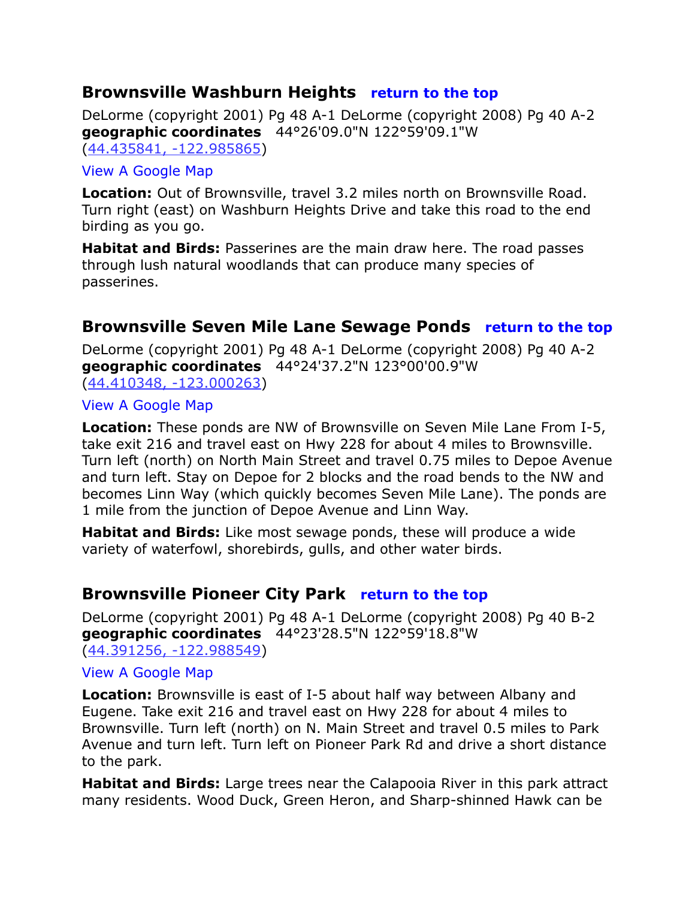## Brownsville Washburn Heights   return to the top

DeLorme (copyright 2001) Pg 48 A-1 DeLorme (copyright 2008) Pg 40 A-2
**geographic coordinates**   44°26'09.0"N 122°59'09.1"W
(44.435841, -122.985865)

View A Google Map

**Location:** Out of Brownsville, travel 3.2 miles north on Brownsville Road. Turn right (east) on Washburn Heights Drive and take this road to the end birding as you go.

**Habitat and Birds:** Passerines are the main draw here. The road passes through lush natural woodlands that can produce many species of passerines.

## Brownsville Seven Mile Lane Sewage Ponds   return to the top

DeLorme (copyright 2001) Pg 48 A-1 DeLorme (copyright 2008) Pg 40 A-2
**geographic coordinates**   44°24'37.2"N 123°00'00.9"W
(44.410348, -123.000263)

View A Google Map

**Location:** These ponds are NW of Brownsville on Seven Mile Lane From I-5, take exit 216 and travel east on Hwy 228 for about 4 miles to Brownsville. Turn left (north) on North Main Street and travel 0.75 miles to Depoe Avenue and turn left. Stay on Depoe for 2 blocks and the road bends to the NW and becomes Linn Way (which quickly becomes Seven Mile Lane). The ponds are 1 mile from the junction of Depoe Avenue and Linn Way.

**Habitat and Birds:** Like most sewage ponds, these will produce a wide variety of waterfowl, shorebirds, gulls, and other water birds.

## Brownsville Pioneer City Park   return to the top

DeLorme (copyright 2001) Pg 48 A-1 DeLorme (copyright 2008) Pg 40 B-2
**geographic coordinates**   44°23'28.5"N 122°59'18.8"W
(44.391256, -122.988549)

View A Google Map

**Location:** Brownsville is east of I-5 about half way between Albany and Eugene. Take exit 216 and travel east on Hwy 228 for about 4 miles to Brownsville. Turn left (north) on N. Main Street and travel 0.5 miles to Park Avenue and turn left. Turn left on Pioneer Park Rd and drive a short distance to the park.

**Habitat and Birds:** Large trees near the Calapooia River in this park attract many residents. Wood Duck, Green Heron, and Sharp-shinned Hawk can be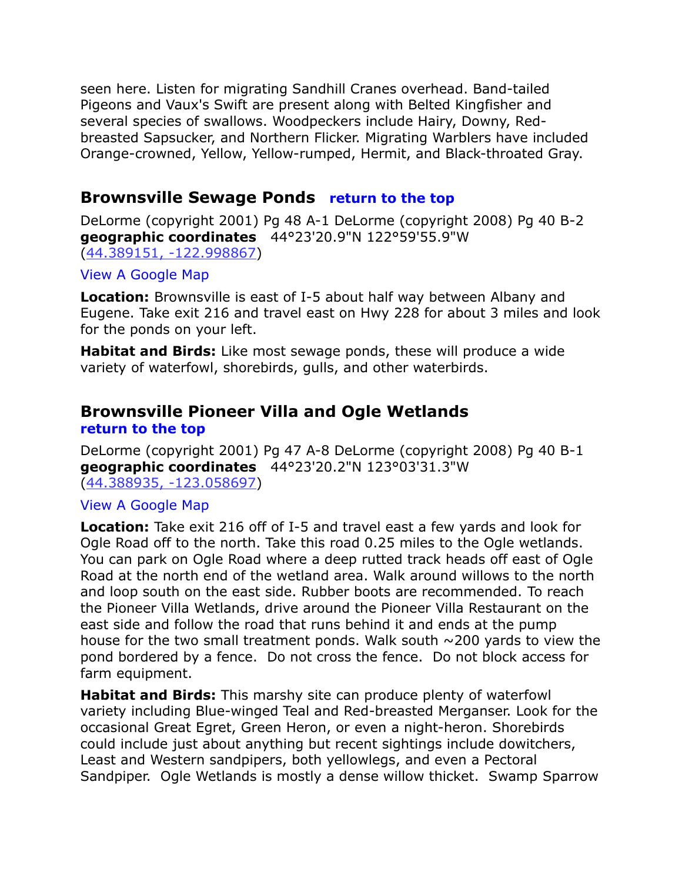seen here. Listen for migrating Sandhill Cranes overhead. Band-tailed Pigeons and Vaux's Swift are present along with Belted Kingfisher and several species of swallows. Woodpeckers include Hairy, Downy, Red-breasted Sapsucker, and Northern Flicker. Migrating Warblers have included Orange-crowned, Yellow, Yellow-rumped, Hermit, and Black-throated Gray.

## Brownsville Sewage Ponds   return to the top

DeLorme (copyright 2001) Pg 48 A-1 DeLorme (copyright 2008) Pg 40 B-2
**geographic coordinates**   44°23'20.9"N 122°59'55.9"W
(44.389151, -122.998867)

View A Google Map

**Location:** Brownsville is east of I-5 about half way between Albany and Eugene. Take exit 216 and travel east on Hwy 228 for about 3 miles and look for the ponds on your left.

**Habitat and Birds:** Like most sewage ponds, these will produce a wide variety of waterfowl, shorebirds, gulls, and other waterbirds.

## Brownsville Pioneer Villa and Ogle Wetlands
return to the top

DeLorme (copyright 2001) Pg 47 A-8 DeLorme (copyright 2008) Pg 40 B-1
**geographic coordinates**   44°23'20.2"N 123°03'31.3"W
(44.388935, -123.058697)

View A Google Map

**Location:** Take exit 216 off of I-5 and travel east a few yards and look for Ogle Road off to the north. Take this road 0.25 miles to the Ogle wetlands. You can park on Ogle Road where a deep rutted track heads off east of Ogle Road at the north end of the wetland area. Walk around willows to the north and loop south on the east side. Rubber boots are recommended. To reach the Pioneer Villa Wetlands, drive around the Pioneer Villa Restaurant on the east side and follow the road that runs behind it and ends at the pump house for the two small treatment ponds. Walk south ~200 yards to view the pond bordered by a fence.  Do not cross the fence.  Do not block access for farm equipment.

**Habitat and Birds:** This marshy site can produce plenty of waterfowl variety including Blue-winged Teal and Red-breasted Merganser. Look for the occasional Great Egret, Green Heron, or even a night-heron. Shorebirds could include just about anything but recent sightings include dowitchers, Least and Western sandpipers, both yellowlegs, and even a Pectoral Sandpiper.  Ogle Wetlands is mostly a dense willow thicket.  Swamp Sparrow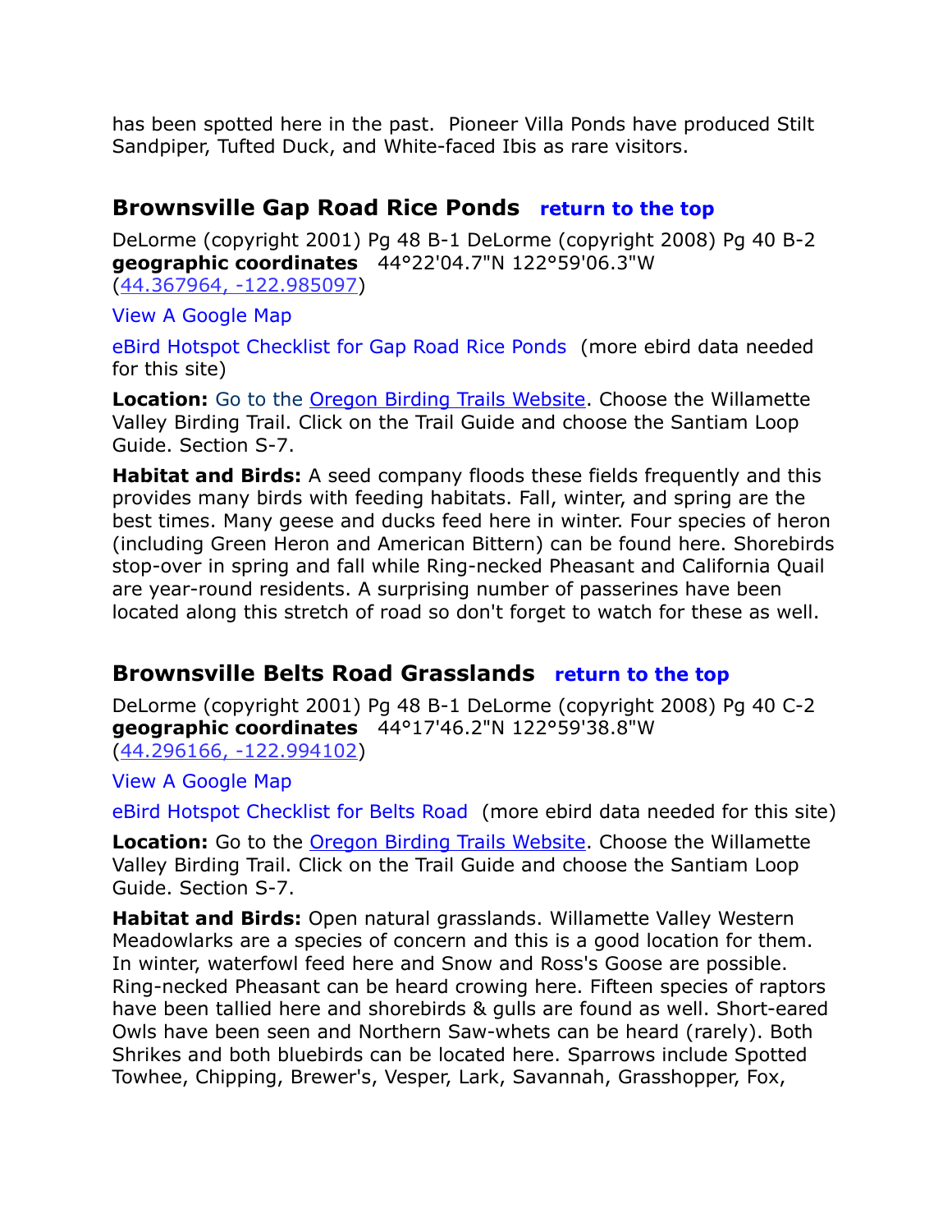has been spotted here in the past.  Pioneer Villa Ponds have produced Stilt Sandpiper, Tufted Duck, and White-faced Ibis as rare visitors.

## Brownsville Gap Road Rice Ponds   return to the top

DeLorme (copyright 2001) Pg 48 B-1 DeLorme (copyright 2008) Pg 40 B-2
**geographic coordinates**   44°22'04.7"N 122°59'06.3"W
(44.367964, -122.985097)

View A Google Map

eBird Hotspot Checklist for Gap Road Rice Ponds  (more ebird data needed for this site)

**Location:** Go to the Oregon Birding Trails Website. Choose the Willamette Valley Birding Trail. Click on the Trail Guide and choose the Santiam Loop Guide. Section S-7.

**Habitat and Birds:** A seed company floods these fields frequently and this provides many birds with feeding habitats. Fall, winter, and spring are the best times. Many geese and ducks feed here in winter. Four species of heron (including Green Heron and American Bittern) can be found here. Shorebirds stop-over in spring and fall while Ring-necked Pheasant and California Quail are year-round residents. A surprising number of passerines have been located along this stretch of road so don't forget to watch for these as well.

## Brownsville Belts Road Grasslands   return to the top

DeLorme (copyright 2001) Pg 48 B-1 DeLorme (copyright 2008) Pg 40 C-2
**geographic coordinates**   44°17'46.2"N 122°59'38.8"W
(44.296166, -122.994102)

View A Google Map

eBird Hotspot Checklist for Belts Road  (more ebird data needed for this site)

**Location:** Go to the Oregon Birding Trails Website. Choose the Willamette Valley Birding Trail. Click on the Trail Guide and choose the Santiam Loop Guide. Section S-7.

**Habitat and Birds:** Open natural grasslands. Willamette Valley Western Meadowlarks are a species of concern and this is a good location for them. In winter, waterfowl feed here and Snow and Ross's Goose are possible. Ring-necked Pheasant can be heard crowing here. Fifteen species of raptors have been tallied here and shorebirds & gulls are found as well. Short-eared Owls have been seen and Northern Saw-whets can be heard (rarely). Both Shrikes and both bluebirds can be located here. Sparrows include Spotted Towhee, Chipping, Brewer's, Vesper, Lark, Savannah, Grasshopper, Fox,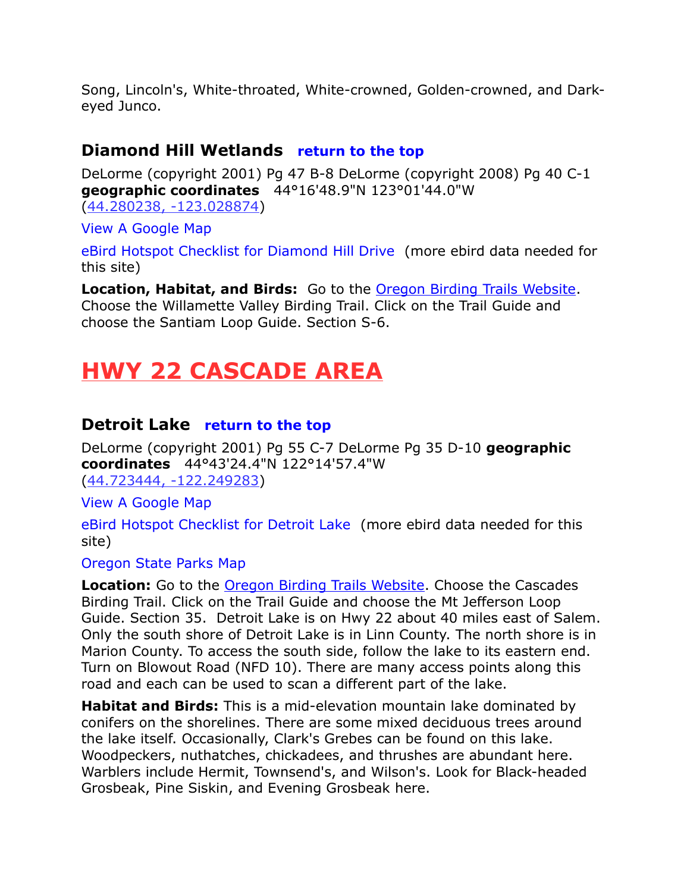Song, Lincoln's, White-throated, White-crowned, Golden-crowned, and Dark-eyed Junco.

### Diamond Hill Wetlands return to the top

DeLorme (copyright 2001) Pg 47 B-8 DeLorme (copyright 2008) Pg 40 C-1 **geographic coordinates** 44°16'48.9"N 123°01'44.0"W (44.280238, -123.028874)

View A Google Map

eBird Hotspot Checklist for Diamond Hill Drive (more ebird data needed for this site)

**Location, Habitat, and Birds:** Go to the Oregon Birding Trails Website. Choose the Willamette Valley Birding Trail. Click on the Trail Guide and choose the Santiam Loop Guide. Section S-6.

## HWY 22 CASCADE AREA

### Detroit Lake return to the top

DeLorme (copyright 2001) Pg 55 C-7 DeLorme Pg 35 D-10 **geographic coordinates** 44°43'24.4"N 122°14'57.4"W (44.723444, -122.249283)

View A Google Map

eBird Hotspot Checklist for Detroit Lake (more ebird data needed for this site)

Oregon State Parks Map

**Location:** Go to the Oregon Birding Trails Website. Choose the Cascades Birding Trail. Click on the Trail Guide and choose the Mt Jefferson Loop Guide. Section 35. Detroit Lake is on Hwy 22 about 40 miles east of Salem. Only the south shore of Detroit Lake is in Linn County. The north shore is in Marion County. To access the south side, follow the lake to its eastern end. Turn on Blowout Road (NFD 10). There are many access points along this road and each can be used to scan a different part of the lake.

**Habitat and Birds:** This is a mid-elevation mountain lake dominated by conifers on the shorelines. There are some mixed deciduous trees around the lake itself. Occasionally, Clark's Grebes can be found on this lake. Woodpeckers, nuthatches, chickadees, and thrushes are abundant here. Warblers include Hermit, Townsend's, and Wilson's. Look for Black-headed Grosbeak, Pine Siskin, and Evening Grosbeak here.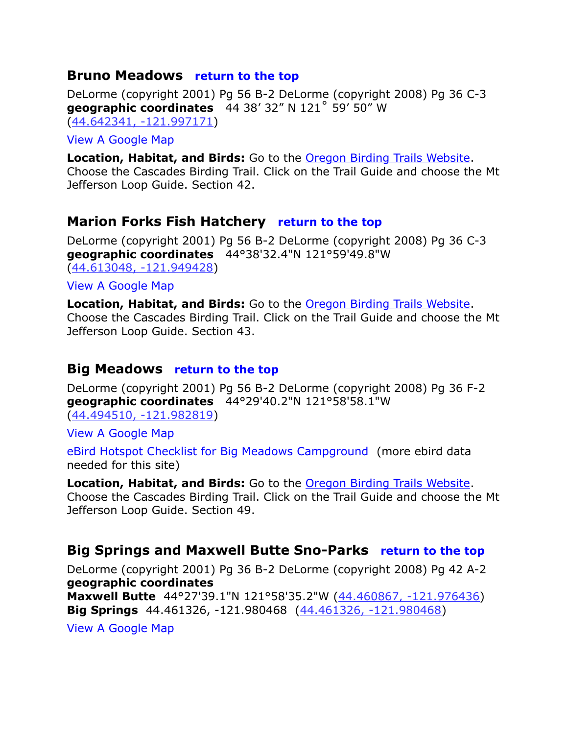### Bruno Meadows **return to the top**

DeLorme (copyright 2001) Pg 56 B-2 DeLorme (copyright 2008) Pg 36 C-3
**geographic coordinates** 44 38’ 32” N 121˚ 59’ 50” W
(44.642341, -121.997171)

View A Google Map

**Location, Habitat, and Birds:** Go to the Oregon Birding Trails Website. Choose the Cascades Birding Trail. Click on the Trail Guide and choose the Mt Jefferson Loop Guide. Section 42.

### Marion Forks Fish Hatchery **return to the top**

DeLorme (copyright 2001) Pg 56 B-2 DeLorme (copyright 2008) Pg 36 C-3
**geographic coordinates** 44°38'32.4"N 121°59'49.8"W
(44.613048, -121.949428)

View A Google Map

**Location, Habitat, and Birds:** Go to the Oregon Birding Trails Website. Choose the Cascades Birding Trail. Click on the Trail Guide and choose the Mt Jefferson Loop Guide. Section 43.

### Big Meadows **return to the top**

DeLorme (copyright 2001) Pg 56 B-2 DeLorme (copyright 2008) Pg 36 F-2
**geographic coordinates** 44°29'40.2"N 121°58'58.1"W
(44.494510, -121.982819)

View A Google Map

eBird Hotspot Checklist for Big Meadows Campground (more ebird data needed for this site)

**Location, Habitat, and Birds:** Go to the Oregon Birding Trails Website. Choose the Cascades Birding Trail. Click on the Trail Guide and choose the Mt Jefferson Loop Guide. Section 49.

### Big Springs and Maxwell Butte Sno-Parks **return to the top**

DeLorme (copyright 2001) Pg 36 B-2 DeLorme (copyright 2008) Pg 42 A-2
**geographic coordinates**
**Maxwell Butte** 44°27'39.1"N 121°58'35.2"W (44.460867, -121.976436)
**Big Springs** 44.461326, -121.980468 (44.461326, -121.980468)

View A Google Map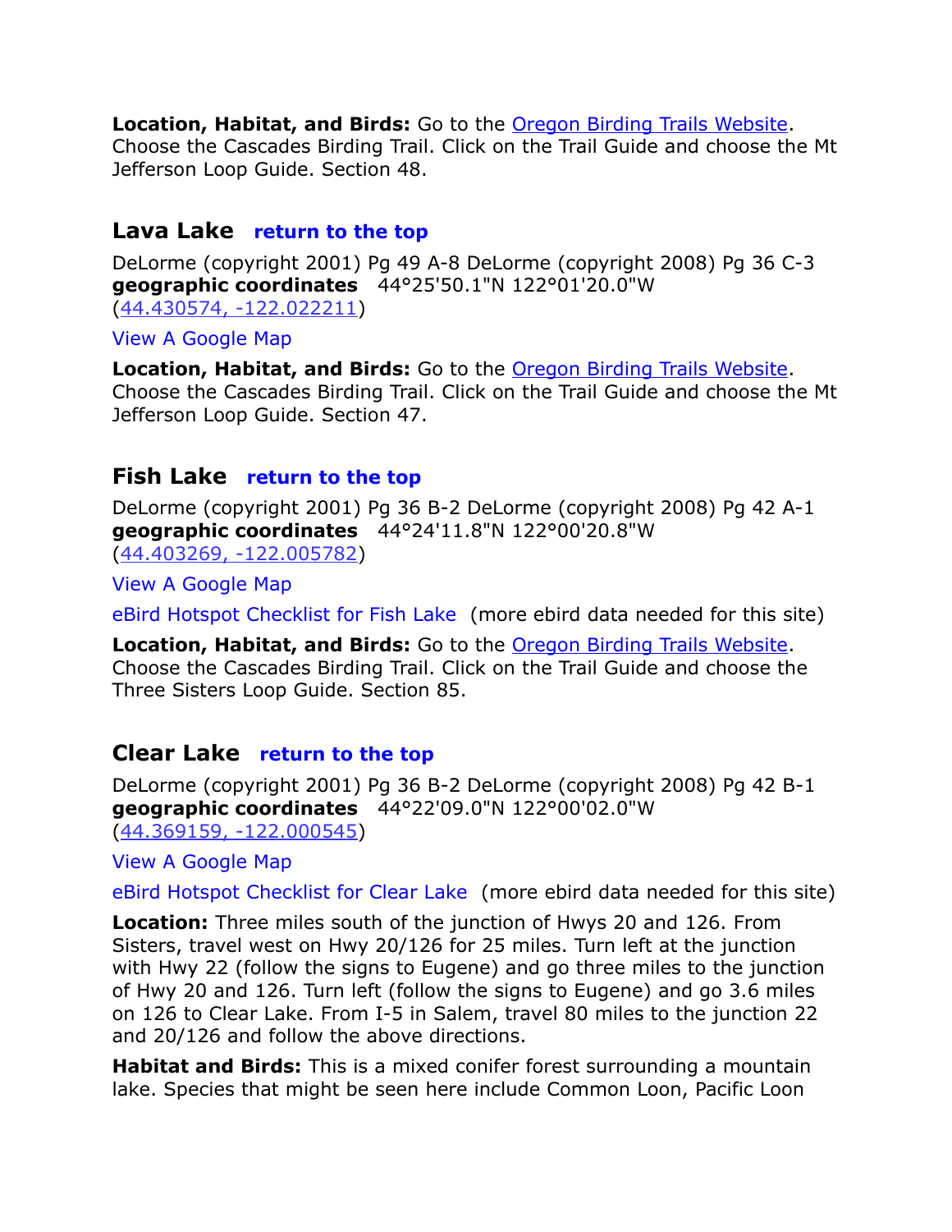**Location, Habitat, and Birds:** Go to the [Oregon Birding Trails Website](). Choose the Cascades Birding Trail. Click on the Trail Guide and choose the Mt Jefferson Loop Guide. Section 48.

## Lava Lake **return to the top**

DeLorme (copyright 2001) Pg 49 A-8 DeLorme (copyright 2008) Pg 36 C-3
**geographic coordinates** 44°25'50.1"N 122°01'20.0"W
(44.430574, -122.022211)

View A Google Map

**Location, Habitat, and Birds:** Go to the Oregon Birding Trails Website. Choose the Cascades Birding Trail. Click on the Trail Guide and choose the Mt Jefferson Loop Guide. Section 47.

## Fish Lake **return to the top**

DeLorme (copyright 2001) Pg 36 B-2 DeLorme (copyright 2008) Pg 42 A-1
**geographic coordinates** 44°24'11.8"N 122°00'20.8"W
(44.403269, -122.005782)

View A Google Map

eBird Hotspot Checklist for Fish Lake (more ebird data needed for this site)

**Location, Habitat, and Birds:** Go to the Oregon Birding Trails Website. Choose the Cascades Birding Trail. Click on the Trail Guide and choose the Three Sisters Loop Guide. Section 85.

## Clear Lake **return to the top**

DeLorme (copyright 2001) Pg 36 B-2 DeLorme (copyright 2008) Pg 42 B-1
**geographic coordinates** 44°22'09.0"N 122°00'02.0"W
(44.369159, -122.000545)

View A Google Map

eBird Hotspot Checklist for Clear Lake (more ebird data needed for this site)

**Location:** Three miles south of the junction of Hwys 20 and 126. From Sisters, travel west on Hwy 20/126 for 25 miles. Turn left at the junction with Hwy 22 (follow the signs to Eugene) and go three miles to the junction of Hwy 20 and 126. Turn left (follow the signs to Eugene) and go 3.6 miles on 126 to Clear Lake. From I-5 in Salem, travel 80 miles to the junction 22 and 20/126 and follow the above directions.

**Habitat and Birds:** This is a mixed conifer forest surrounding a mountain lake. Species that might be seen here include Common Loon, Pacific Loon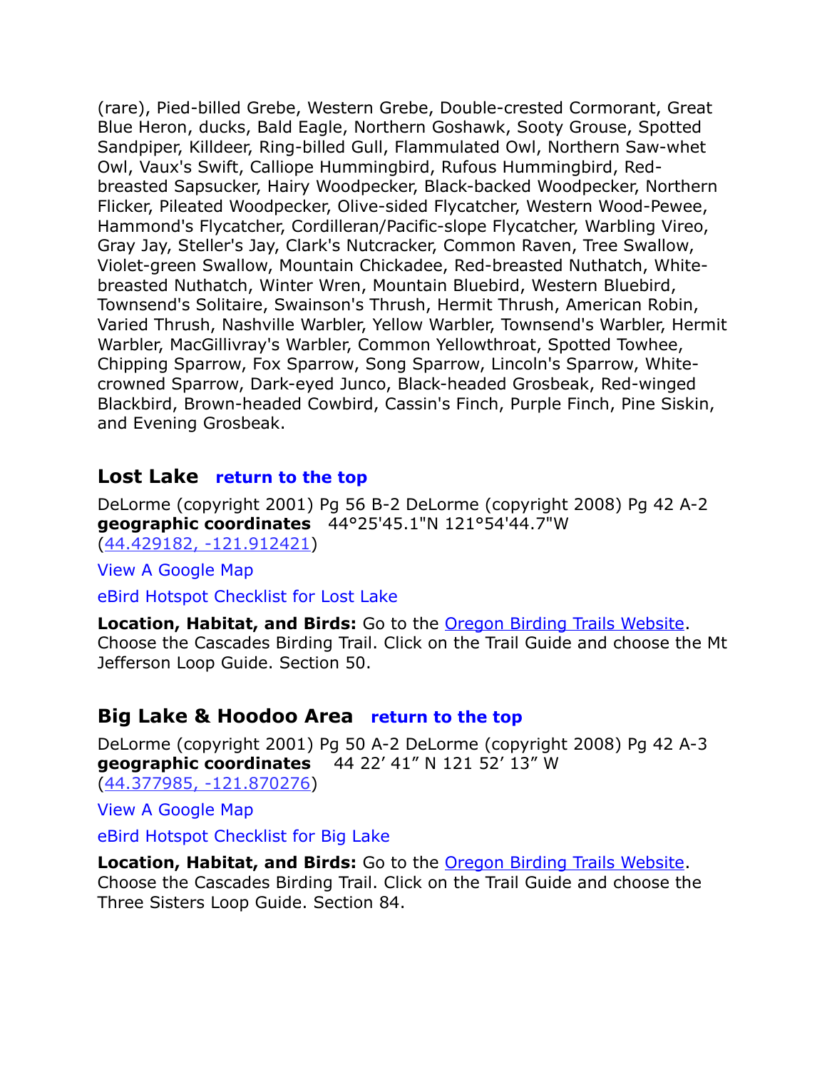(rare), Pied-billed Grebe, Western Grebe, Double-crested Cormorant, Great Blue Heron, ducks, Bald Eagle, Northern Goshawk, Sooty Grouse, Spotted Sandpiper, Killdeer, Ring-billed Gull, Flammulated Owl, Northern Saw-whet Owl, Vaux's Swift, Calliope Hummingbird, Rufous Hummingbird, Red-breasted Sapsucker, Hairy Woodpecker, Black-backed Woodpecker, Northern Flicker, Pileated Woodpecker, Olive-sided Flycatcher, Western Wood-Pewee, Hammond's Flycatcher, Cordilleran/Pacific-slope Flycatcher, Warbling Vireo, Gray Jay, Steller's Jay, Clark's Nutcracker, Common Raven, Tree Swallow, Violet-green Swallow, Mountain Chickadee, Red-breasted Nuthatch, White-breasted Nuthatch, Winter Wren, Mountain Bluebird, Western Bluebird, Townsend's Solitaire, Swainson's Thrush, Hermit Thrush, American Robin, Varied Thrush, Nashville Warbler, Yellow Warbler, Townsend's Warbler, Hermit Warbler, MacGillivray's Warbler, Common Yellowthroat, Spotted Towhee, Chipping Sparrow, Fox Sparrow, Song Sparrow, Lincoln's Sparrow, White-crowned Sparrow, Dark-eyed Junco, Black-headed Grosbeak, Red-winged Blackbird, Brown-headed Cowbird, Cassin's Finch, Purple Finch, Pine Siskin, and Evening Grosbeak.

## Lost Lake **return to the top**

DeLorme (copyright 2001) Pg 56 B-2 DeLorme (copyright 2008) Pg 42 A-2
**geographic coordinates** 44°25'45.1"N 121°54'44.7"W
(44.429182, -121.912421)

View A Google Map

eBird Hotspot Checklist for Lost Lake

**Location, Habitat, and Birds:** Go to the Oregon Birding Trails Website. Choose the Cascades Birding Trail. Click on the Trail Guide and choose the Mt Jefferson Loop Guide. Section 50.

## Big Lake & Hoodoo Area **return to the top**

DeLorme (copyright 2001) Pg 50 A-2 DeLorme (copyright 2008) Pg 42 A-3
**geographic coordinates** 44 22’ 41” N 121 52’ 13” W
(44.377985, -121.870276)

View A Google Map

eBird Hotspot Checklist for Big Lake

**Location, Habitat, and Birds:** Go to the Oregon Birding Trails Website. Choose the Cascades Birding Trail. Click on the Trail Guide and choose the Three Sisters Loop Guide. Section 84.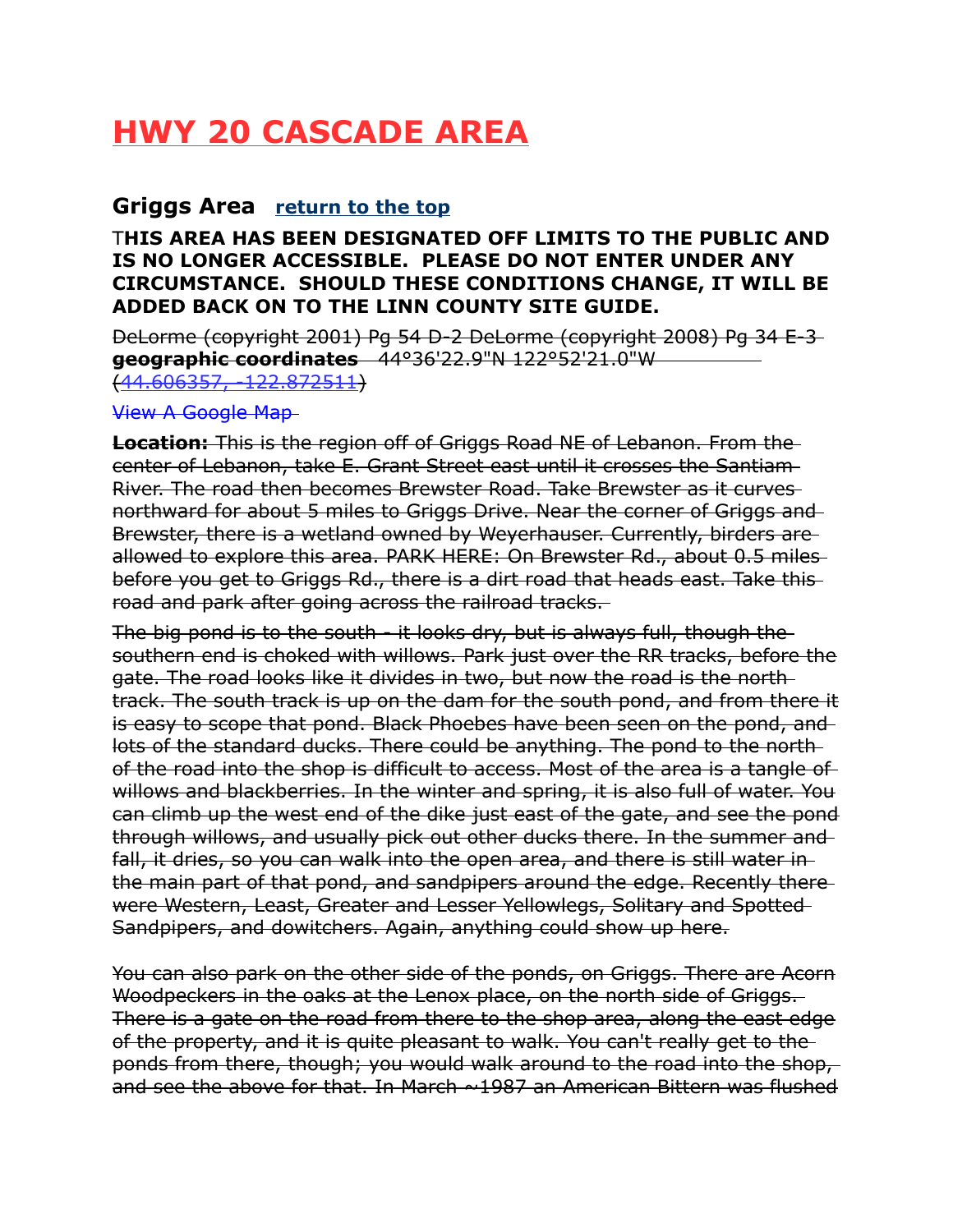# HWY 20 CASCADE AREA

## Griggs Area [return to the top]

**THIS AREA HAS BEEN DESIGNATED OFF LIMITS TO THE PUBLIC AND IS NO LONGER ACCESSIBLE. PLEASE DO NOT ENTER UNDER ANY CIRCUMSTANCE. SHOULD THESE CONDITIONS CHANGE, IT WILL BE ADDED BACK ON TO THE LINN COUNTY SITE GUIDE.**

~~DeLorme (copyright 2001) Pg 54 D-2 DeLorme (copyright 2008) Pg 34 E-3~~
~~**geographic coordinates** 44°36'22.9"N 122°52'21.0"W (44.606357, -122.872511)~~

~~View A Google Map~~

~~**Location:** This is the region off of Griggs Road NE of Lebanon. From the center of Lebanon, take E. Grant Street east until it crosses the Santiam River. The road then becomes Brewster Road. Take Brewster as it curves northward for about 5 miles to Griggs Drive. Near the corner of Griggs and Brewster, there is a wetland owned by Weyerhauser. Currently, birders are allowed to explore this area. PARK HERE: On Brewster Rd., about 0.5 miles before you get to Griggs Rd., there is a dirt road that heads east. Take this road and park after going across the railroad tracks.~~

~~The big pond is to the south - it looks dry, but is always full, though the southern end is choked with willows. Park just over the RR tracks, before the gate. The road looks like it divides in two, but now the road is the north track. The south track is up on the dam for the south pond, and from there it is easy to scope that pond. Black Phoebes have been seen on the pond, and lots of the standard ducks. There could be anything. The pond to the north of the road into the shop is difficult to access. Most of the area is a tangle of willows and blackberries. In the winter and spring, it is also full of water. You can climb up the west end of the dike just east of the gate, and see the pond through willows, and usually pick out other ducks there. In the summer and fall, it dries, so you can walk into the open area, and there is still water in the main part of that pond, and sandpipers around the edge. Recently there were Western, Least, Greater and Lesser Yellowlegs, Solitary and Spotted Sandpipers, and dowitchers. Again, anything could show up here.~~

~~You can also park on the other side of the ponds, on Griggs. There are Acorn Woodpeckers in the oaks at the Lenox place, on the north side of Griggs. There is a gate on the road from there to the shop area, along the east edge of the property, and it is quite pleasant to walk. You can't really get to the ponds from there, though; you would walk around to the road into the shop, and see the above for that. In March ~1987 an American Bittern was flushed~~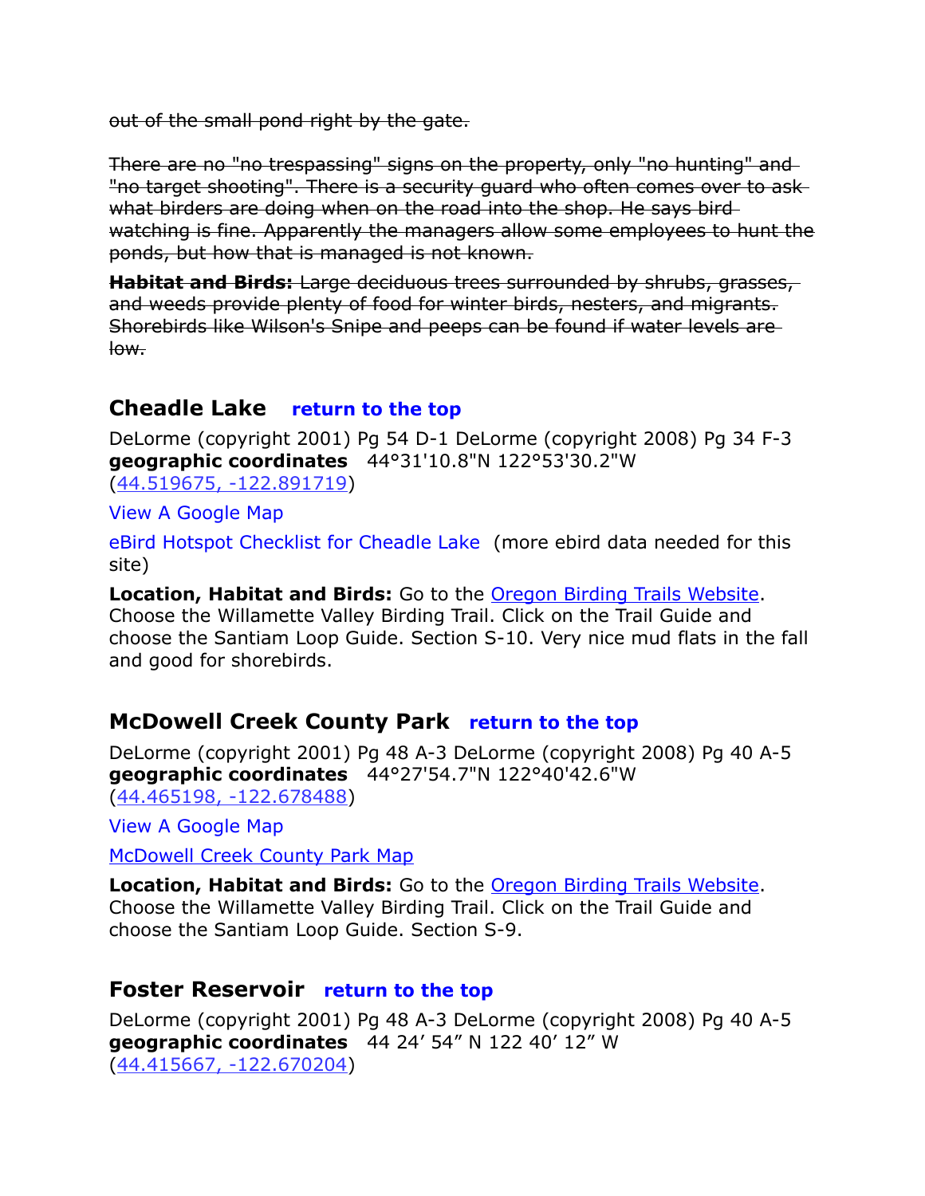~~out of the small pond right by the gate.~~

~~There are no "no trespassing" signs on the property, only "no hunting" and "no target shooting". There is a security guard who often comes over to ask what birders are doing when on the road into the shop. He says bird watching is fine. Apparently the managers allow some employees to hunt the ponds, but how that is managed is not known.~~

~~**Habitat and Birds:** Large deciduous trees surrounded by shrubs, grasses, and weeds provide plenty of food for winter birds, nesters, and migrants. Shorebirds like Wilson's Snipe and peeps can be found if water levels are low.~~

## Cheadle Lake **return to the top**

DeLorme (copyright 2001) Pg 54 D-1 DeLorme (copyright 2008) Pg 34 F-3
**geographic coordinates** 44°31'10.8"N 122°53'30.2"W
(44.519675, -122.891719)

View A Google Map

eBird Hotspot Checklist for Cheadle Lake (more ebird data needed for this site)

**Location, Habitat and Birds:** Go to the Oregon Birding Trails Website. Choose the Willamette Valley Birding Trail. Click on the Trail Guide and choose the Santiam Loop Guide. Section S-10. Very nice mud flats in the fall and good for shorebirds.

## McDowell Creek County Park **return to the top**

DeLorme (copyright 2001) Pg 48 A-3 DeLorme (copyright 2008) Pg 40 A-5
**geographic coordinates** 44°27'54.7"N 122°40'42.6"W
(44.465198, -122.678488)

View A Google Map

McDowell Creek County Park Map

**Location, Habitat and Birds:** Go to the Oregon Birding Trails Website. Choose the Willamette Valley Birding Trail. Click on the Trail Guide and choose the Santiam Loop Guide. Section S-9.

## Foster Reservoir **return to the top**

DeLorme (copyright 2001) Pg 48 A-3 DeLorme (copyright 2008) Pg 40 A-5
**geographic coordinates** 44 24’ 54” N 122 40’ 12” W
(44.415667, -122.670204)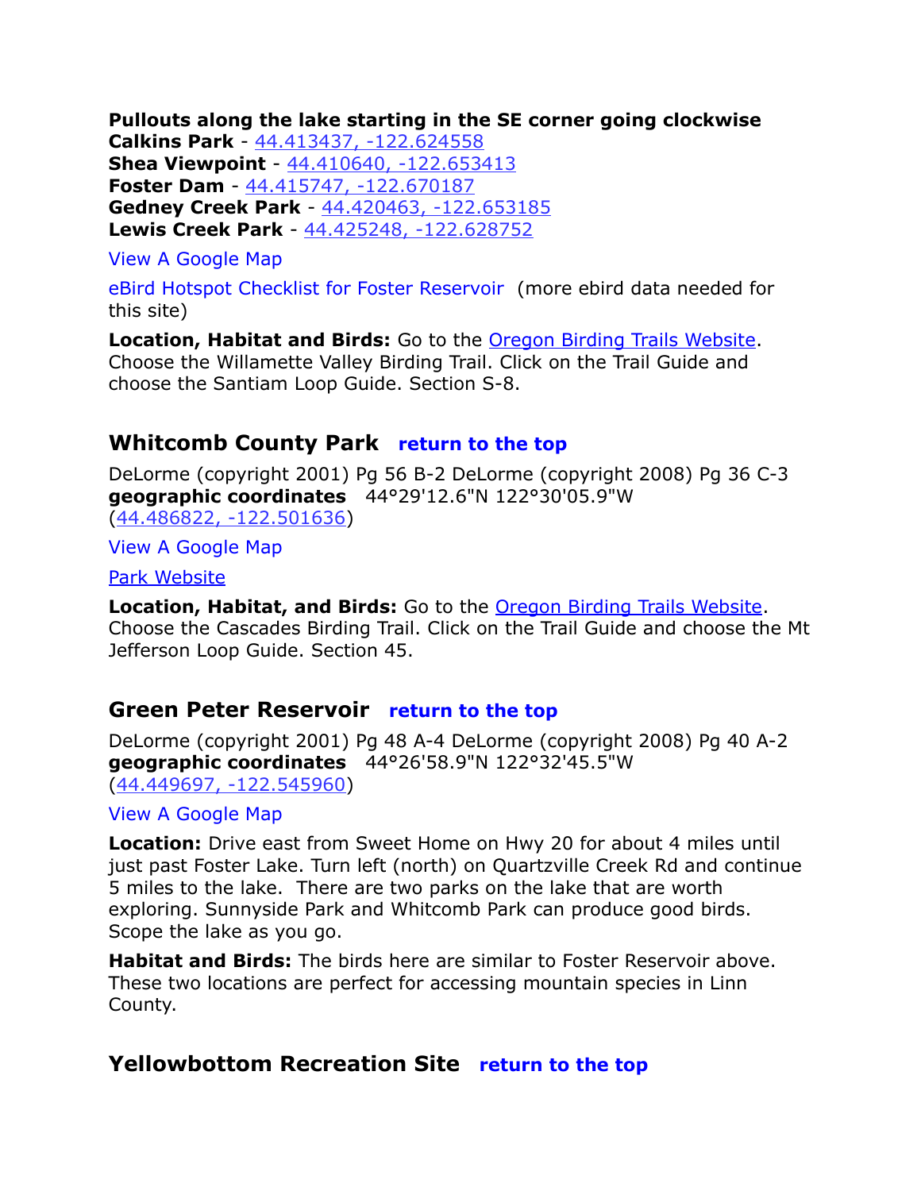**Pullouts along the lake starting in the SE corner going clockwise**
**Calkins Park** - 44.413437, -122.624558
**Shea Viewpoint** - 44.410640, -122.653413
**Foster Dam** - 44.415747, -122.670187
**Gedney Creek Park** - 44.420463, -122.653185
**Lewis Creek Park** - 44.425248, -122.628752

View A Google Map

eBird Hotspot Checklist for Foster Reservoir (more ebird data needed for this site)

**Location, Habitat and Birds:** Go to the Oregon Birding Trails Website. Choose the Willamette Valley Birding Trail. Click on the Trail Guide and choose the Santiam Loop Guide. Section S-8.

## Whitcomb County Park **return to the top**

DeLorme (copyright 2001) Pg 56 B-2 DeLorme (copyright 2008) Pg 36 C-3
**geographic coordinates** 44°29'12.6"N 122°30'05.9"W
(44.486822, -122.501636)

View A Google Map

Park Website

**Location, Habitat, and Birds:** Go to the Oregon Birding Trails Website. Choose the Cascades Birding Trail. Click on the Trail Guide and choose the Mt Jefferson Loop Guide. Section 45.

## Green Peter Reservoir **return to the top**

DeLorme (copyright 2001) Pg 48 A-4 DeLorme (copyright 2008) Pg 40 A-2
**geographic coordinates** 44°26'58.9"N 122°32'45.5"W
(44.449697, -122.545960)

View A Google Map

**Location:** Drive east from Sweet Home on Hwy 20 for about 4 miles until just past Foster Lake. Turn left (north) on Quartzville Creek Rd and continue 5 miles to the lake. There are two parks on the lake that are worth exploring. Sunnyside Park and Whitcomb Park can produce good birds. Scope the lake as you go.

**Habitat and Birds:** The birds here are similar to Foster Reservoir above. These two locations are perfect for accessing mountain species in Linn County.

## Yellowbottom Recreation Site **return to the top**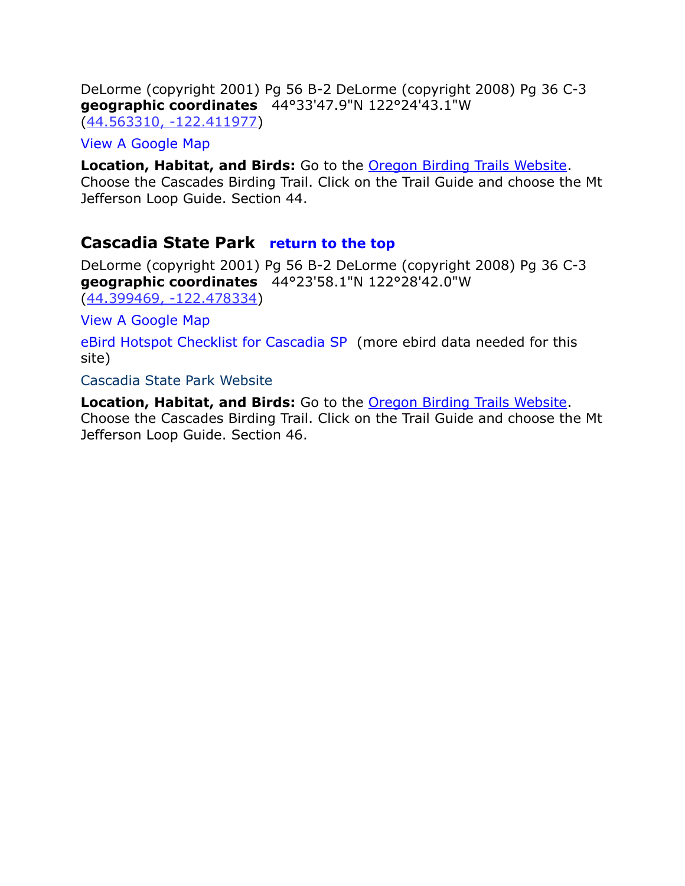DeLorme (copyright 2001) Pg 56 B-2 DeLorme (copyright 2008) Pg 36 C-3
**geographic coordinates** 44°33'47.9"N 122°24'43.1"W
(44.563310, -122.411977)

View A Google Map

**Location, Habitat, and Birds:** Go to the Oregon Birding Trails Website. Choose the Cascades Birding Trail. Click on the Trail Guide and choose the Mt Jefferson Loop Guide. Section 44.

## Cascadia State Park **return to the top**

DeLorme (copyright 2001) Pg 56 B-2 DeLorme (copyright 2008) Pg 36 C-3
**geographic coordinates** 44°23'58.1"N 122°28'42.0"W
(44.399469, -122.478334)

View A Google Map

eBird Hotspot Checklist for Cascadia SP (more ebird data needed for this site)

Cascadia State Park Website

**Location, Habitat, and Birds:** Go to the Oregon Birding Trails Website. Choose the Cascades Birding Trail. Click on the Trail Guide and choose the Mt Jefferson Loop Guide. Section 46.